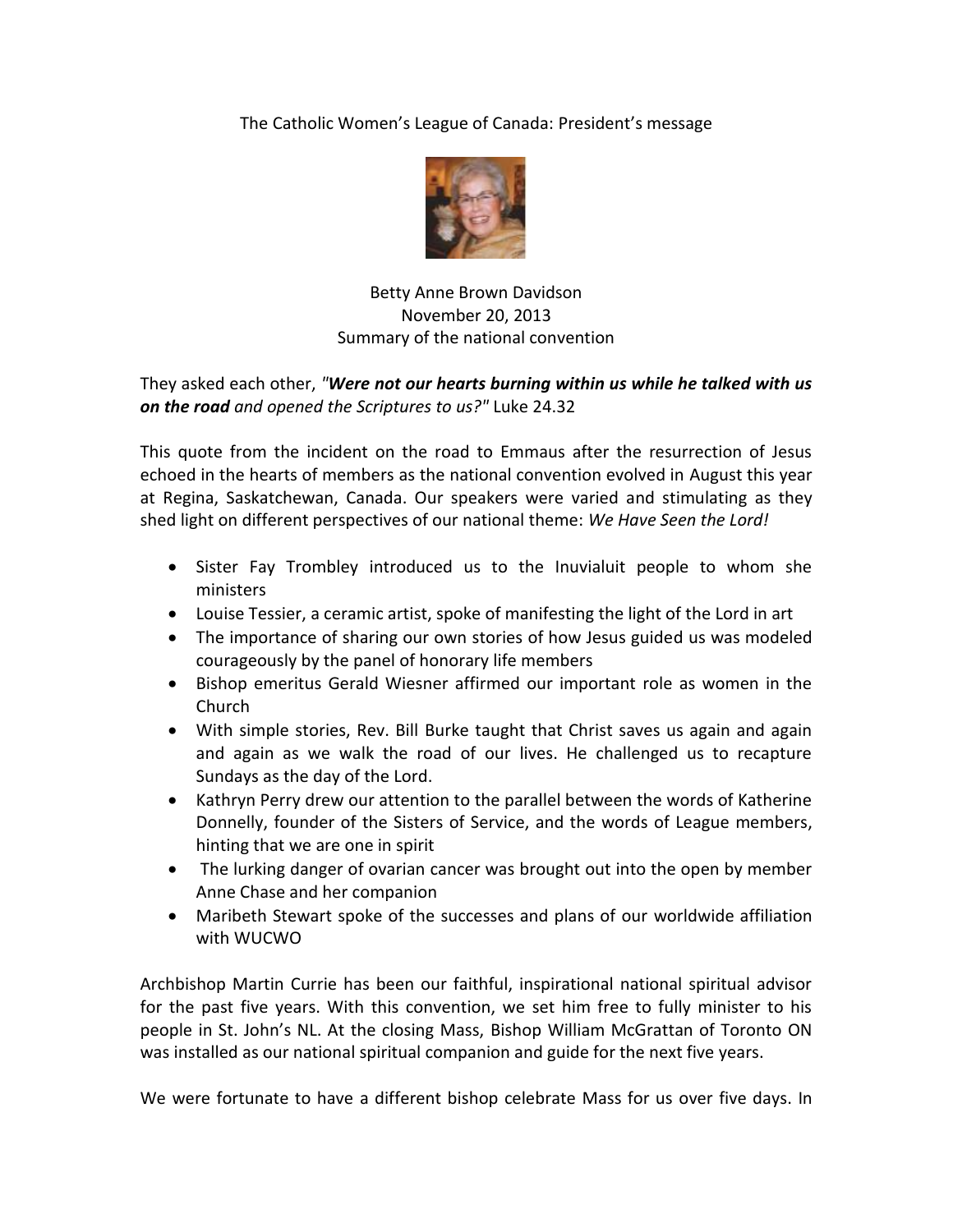# The Catholic Women's League of Canada: President's message

Betty Anne Brown Davidson
November 20, 2013
Summary of the national convention

They asked each other, "***Were not our hearts burning within us while he talked with us on the road*** *and opened the Scriptures to us?*" Luke 24.32

This quote from the incident on the road to Emmaus after the resurrection of Jesus echoed in the hearts of members as the national convention evolved in August this year at Regina, Saskatchewan, Canada. Our speakers were varied and stimulating as they shed light on different perspectives of our national theme: *We Have Seen the Lord!*

- Sister Fay Trombley introduced us to the Inuvialuit people to whom she ministers
- Louise Tessier, a ceramic artist, spoke of manifesting the light of the Lord in art
- The importance of sharing our own stories of how Jesus guided us was modeled courageously by the panel of honorary life members
- Bishop emeritus Gerald Wiesner affirmed our important role as women in the Church
- With simple stories, Rev. Bill Burke taught that Christ saves us again and again and again as we walk the road of our lives. He challenged us to recapture Sundays as the day of the Lord.
- Kathryn Perry drew our attention to the parallel between the words of Katherine Donnelly, founder of the Sisters of Service, and the words of League members, hinting that we are one in spirit
- The lurking danger of ovarian cancer was brought out into the open by member Anne Chase and her companion
- Maribeth Stewart spoke of the successes and plans of our worldwide affiliation with WUCWO

Archbishop Martin Currie has been our faithful, inspirational national spiritual advisor for the past five years. With this convention, we set him free to fully minister to his people in St. John's NL. At the closing Mass, Bishop William McGrattan of Toronto ON was installed as our national spiritual companion and guide for the next five years.

We were fortunate to have a different bishop celebrate Mass for us over five days. In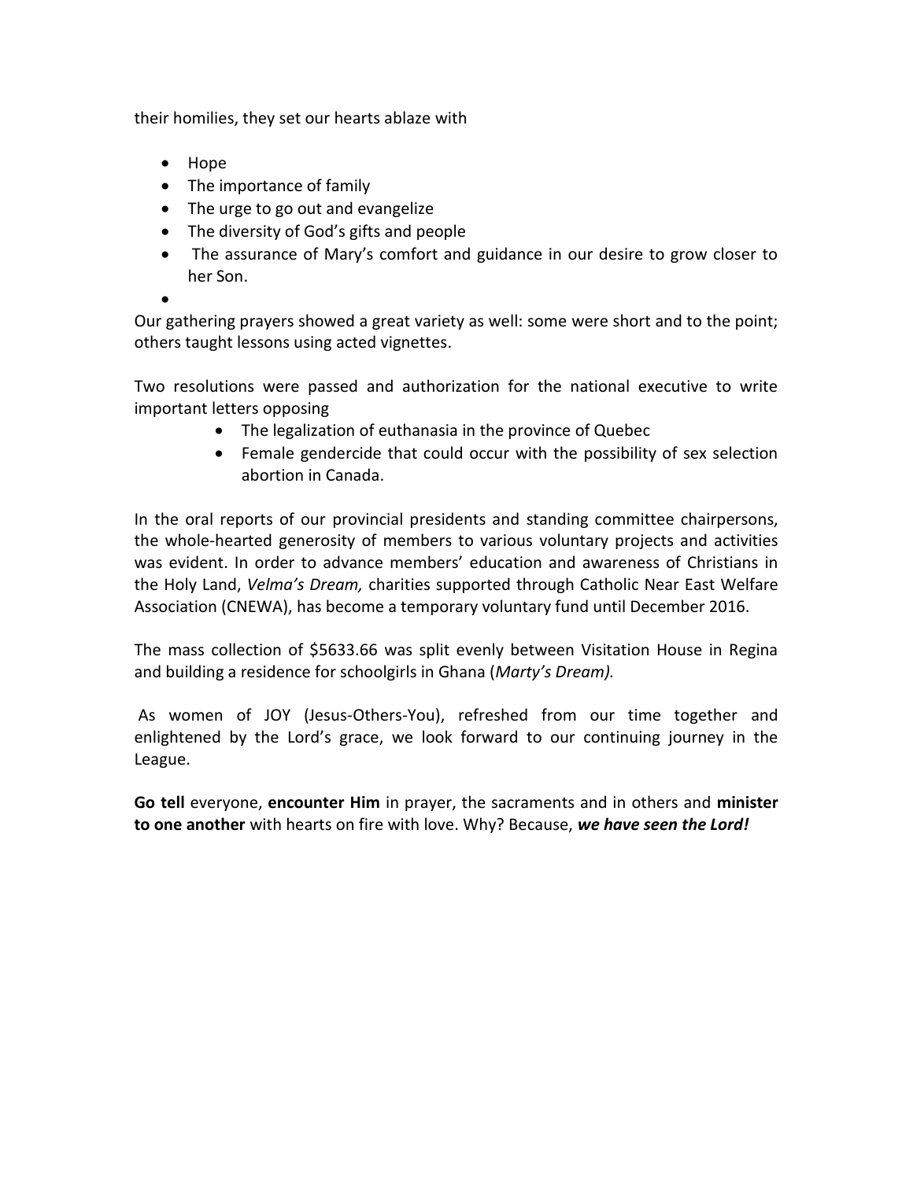their homilies, they set our hearts ablaze with

- Hope
- The importance of family
- The urge to go out and evangelize
- The diversity of God's gifts and people
- The assurance of Mary's comfort and guidance in our desire to grow closer to her Son.

Our gathering prayers showed a great variety as well: some were short and to the point; others taught lessons using acted vignettes.

Two resolutions were passed and authorization for the national executive to write important letters opposing

- The legalization of euthanasia in the province of Quebec
- Female gendercide that could occur with the possibility of sex selection abortion in Canada.

In the oral reports of our provincial presidents and standing committee chairpersons, the whole-hearted generosity of members to various voluntary projects and activities was evident. In order to advance members' education and awareness of Christians in the Holy Land, *Velma's Dream,* charities supported through Catholic Near East Welfare Association (CNEWA), has become a temporary voluntary fund until December 2016.

The mass collection of $5633.66 was split evenly between Visitation House in Regina and building a residence for schoolgirls in Ghana (*Marty's Dream).*

As women of JOY (Jesus-Others-You), refreshed from our time together and enlightened by the Lord's grace, we look forward to our continuing journey in the League.

**Go tell** everyone, **encounter Him** in prayer, the sacraments and in others and **minister to one another** with hearts on fire with love. Why? Because, ***we have seen the Lord!***